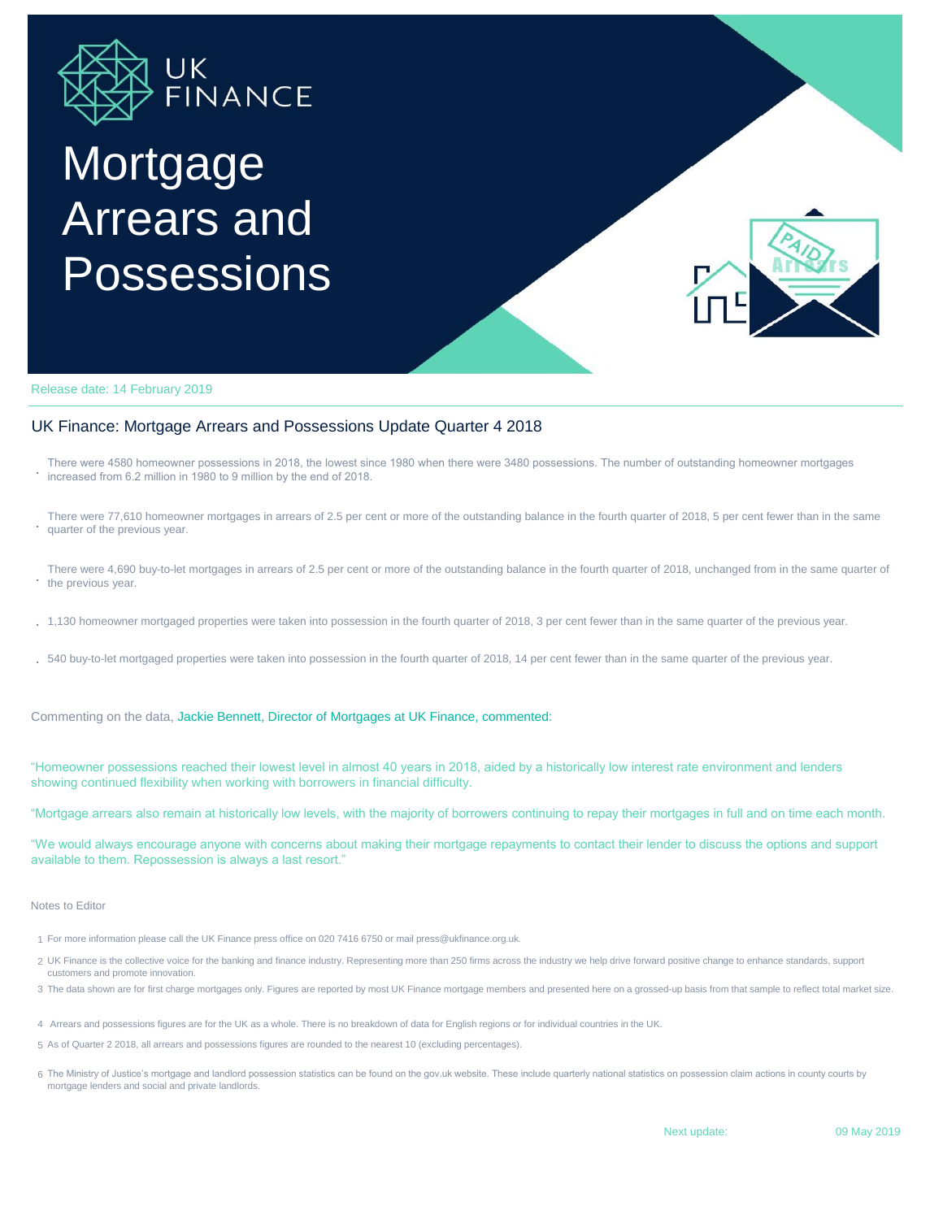UK FINANCE

# Mortgage Arrears and Possessions

Release date: 14 February 2019

## UK Finance: Mortgage Arrears and Possessions Update Quarter 4 2018

- There were 4580 homeowner possessions in 2018, the lowest since 1980 when there were 3480 possessions. The number of outstanding homeowner mortgages increased from 6.2 million in 1980 to 9 million by the end of 2018.
- There were 77,610 homeowner mortgages in arrears of 2.5 per cent or more of the outstanding balance in the fourth quarter of 2018, 5 per cent fewer than in the same quarter of the previous year.
- There were 4,690 buy-to-let mortgages in arrears of 2.5 per cent or more of the outstanding balance in the fourth quarter of 2018, unchanged from in the same quarter of the previous year.
- 1,130 homeowner mortgaged properties were taken into possession in the fourth quarter of 2018, 3 per cent fewer than in the same quarter of the previous year.
- 540 buy-to-let mortgaged properties were taken into possession in the fourth quarter of 2018, 14 per cent fewer than in the same quarter of the previous year.

Commenting on the data, Jackie Bennett, Director of Mortgages at UK Finance, commented:

"Homeowner possessions reached their lowest level in almost 40 years in 2018, aided by a historically low interest rate environment and lenders showing continued flexibility when working with borrowers in financial difficulty.

"Mortgage arrears also remain at historically low levels, with the majority of borrowers continuing to repay their mortgages in full and on time each month.

"We would always encourage anyone with concerns about making their mortgage repayments to contact their lender to discuss the options and support available to them. Repossession is always a last resort."

Notes to Editor

1. For more information please call the UK Finance press office on 020 7416 6750 or mail press@ukfinance.org.uk.
2. UK Finance is the collective voice for the banking and finance industry. Representing more than 250 firms across the industry we help drive forward positive change to enhance standards, support customers and promote innovation.
3. The data shown are for first charge mortgages only. Figures are reported by most UK Finance mortgage members and presented here on a grossed-up basis from that sample to reflect total market size.
4. Arrears and possessions figures are for the UK as a whole. There is no breakdown of data for English regions or for individual countries in the UK.
5. As of Quarter 2 2018, all arrears and possessions figures are rounded to the nearest 10 (excluding percentages).
6. The Ministry of Justice's mortgage and landlord possession statistics can be found on the gov.uk website. These include quarterly national statistics on possession claim actions in county courts by mortgage lenders and social and private landlords.

Next update: 09 May 2019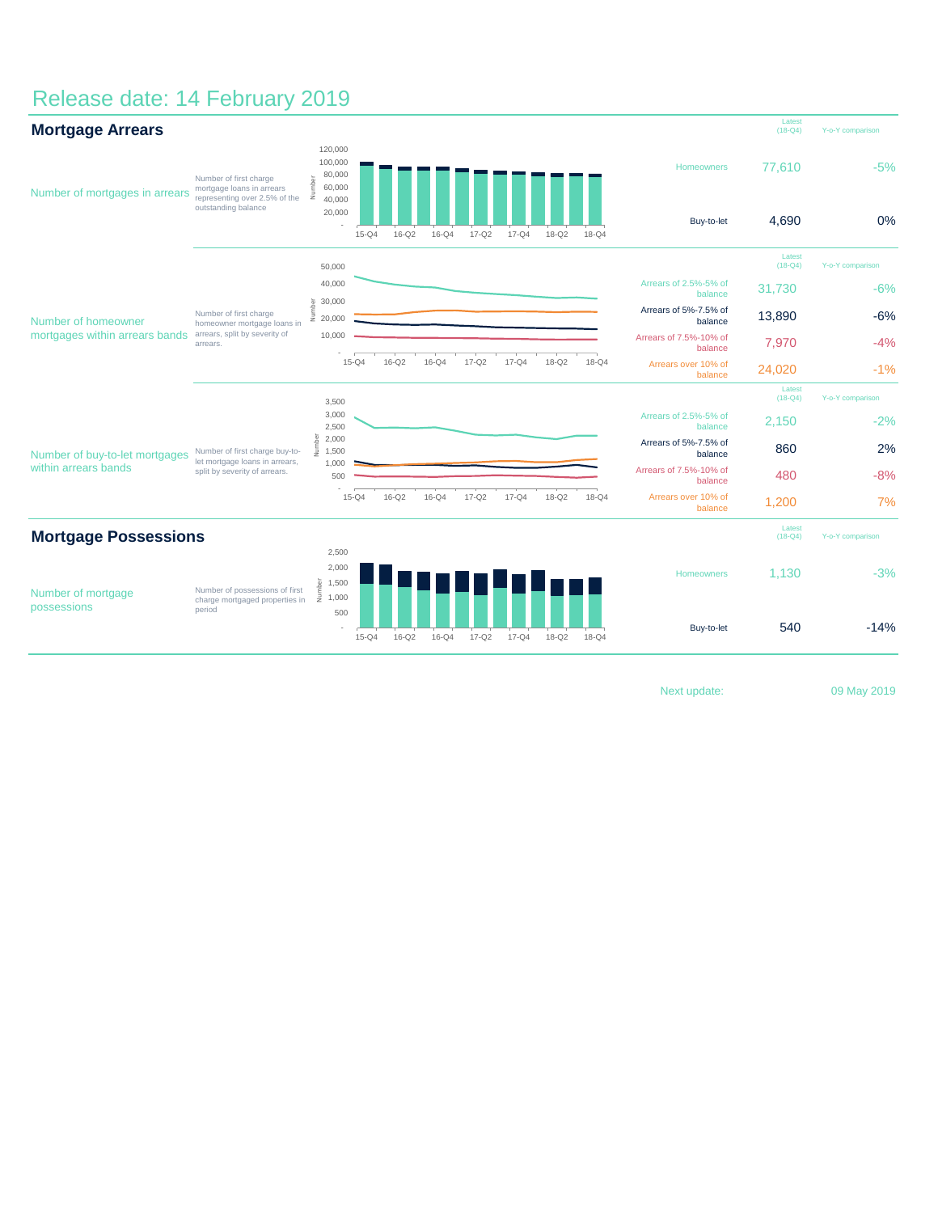Release date: 14 February 2019

## Mortgage Arrears

| | | | Latest (18-Q4) | Y-o-Y comparison |
|---|---|---|---|---|
| Number of mortgages in arrears | Number of first charge mortgage loans in arrears representing over 2.5% of the outstanding balance | Homeowners | 77,610 | -5% |
| | | Buy-to-let | 4,690 | 0% |

| | | | Latest (18-Q4) | Y-o-Y comparison |
|---|---|---|---|---|
| Number of homeowner mortgages within arrears bands | Number of first charge homeowner mortgage loans in arrears, split by severity of arrears. | Arrears of 2.5%-5% of balance | 31,730 | -6% |
| | | Arrears of 5%-7.5% of balance | 13,890 | -6% |
| | | Arrears of 7.5%-10% of balance | 7,970 | -4% |
| | | Arrears over 10% of balance | 24,020 | -1% |

| | | | Latest (18-Q4) | Y-o-Y comparison |
|---|---|---|---|---|
| Number of buy-to-let mortgages within arrears bands | Number of first charge buy-to-let mortgage loans in arrears, split by severity of arrears. | Arrears of 2.5%-5% of balance | 2,150 | -2% |
| | | Arrears of 5%-7.5% of balance | 860 | 2% |
| | | Arrears of 7.5%-10% of balance | 480 | -8% |
| | | Arrears over 10% of balance | 1,200 | 7% |

## Mortgage Possessions

| | | | Latest (18-Q4) | Y-o-Y comparison |
|---|---|---|---|---|
| Number of mortgage possessions | Number of possessions of first charge mortgaged properties in period | Homeowners | 1,130 | -3% |
| | | Buy-to-let | 540 | -14% |

Next update: 09 May 2019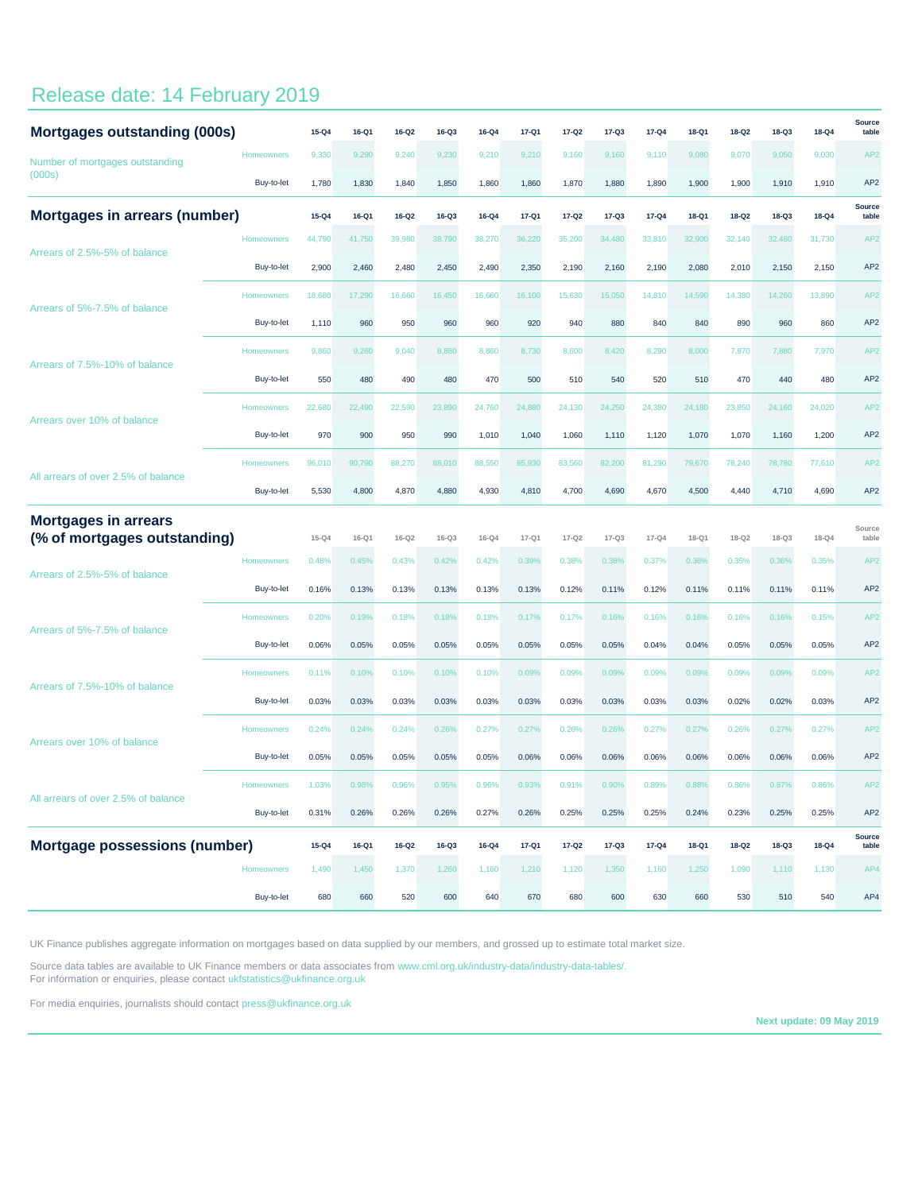Release date: 14 February 2019

## Mortgages outstanding (000s)

| | | 15-Q4 | 16-Q1 | 16-Q2 | 16-Q3 | 16-Q4 | 17-Q1 | 17-Q2 | 17-Q3 | 17-Q4 | 18-Q1 | 18-Q2 | 18-Q3 | 18-Q4 | Source table |
|---|---|---|---|---|---|---|---|---|---|---|---|---|---|---|---|
| Number of mortgages outstanding (000s) | Homeowners | 9,330 | 9,290 | 9,240 | 9,230 | 9,210 | 9,210 | 9,160 | 9,160 | 9,110 | 9,080 | 9,070 | 9,050 | 9,030 | AP2 |
| | Buy-to-let | 1,780 | 1,830 | 1,840 | 1,850 | 1,860 | 1,860 | 1,870 | 1,880 | 1,890 | 1,900 | 1,900 | 1,910 | 1,910 | AP2 |

## Mortgages in arrears (number)

| | | 15-Q4 | 16-Q1 | 16-Q2 | 16-Q3 | 16-Q4 | 17-Q1 | 17-Q2 | 17-Q3 | 17-Q4 | 18-Q1 | 18-Q2 | 18-Q3 | 18-Q4 | Source table |
|---|---|---|---|---|---|---|---|---|---|---|---|---|---|---|---|
| Arrears of 2.5%-5% of balance | Homeowners | 44,790 | 41,750 | 39,980 | 38,790 | 38,270 | 36,220 | 35,200 | 34,480 | 33,810 | 32,900 | 32,140 | 32,480 | 31,730 | AP2 |
| | Buy-to-let | 2,900 | 2,460 | 2,480 | 2,450 | 2,490 | 2,350 | 2,190 | 2,160 | 2,190 | 2,080 | 2,010 | 2,150 | 2,150 | AP2 |
| Arrears of 5%-7.5% of balance | Homeowners | 18,680 | 17,290 | 16,660 | 16,450 | 16,660 | 16,100 | 15,630 | 15,050 | 14,810 | 14,590 | 14,380 | 14,260 | 13,890 | AP2 |
| | Buy-to-let | 1,110 | 960 | 950 | 960 | 960 | 920 | 940 | 880 | 840 | 840 | 890 | 960 | 860 | AP2 |
| Arrears of 7.5%-10% of balance | Homeowners | 9,860 | 9,260 | 9,040 | 8,880 | 8,860 | 8,730 | 8,600 | 8,420 | 8,290 | 8,000 | 7,870 | 7,880 | 7,970 | AP2 |
| | Buy-to-let | 550 | 480 | 490 | 480 | 470 | 500 | 510 | 540 | 520 | 510 | 470 | 440 | 480 | AP2 |
| Arrears over 10% of balance | Homeowners | 22,680 | 22,490 | 22,590 | 23,890 | 24,760 | 24,880 | 24,130 | 24,250 | 24,380 | 24,180 | 23,850 | 24,160 | 24,020 | AP2 |
| | Buy-to-let | 970 | 900 | 950 | 990 | 1,010 | 1,040 | 1,060 | 1,110 | 1,120 | 1,070 | 1,070 | 1,160 | 1,200 | AP2 |
| All arrears of over 2.5% of balance | Homeowners | 96,010 | 90,790 | 88,270 | 88,010 | 88,550 | 85,930 | 83,560 | 82,200 | 81,290 | 79,670 | 78,240 | 78,780 | 77,610 | AP2 |
| | Buy-to-let | 5,530 | 4,800 | 4,870 | 4,880 | 4,930 | 4,810 | 4,700 | 4,690 | 4,670 | 4,500 | 4,440 | 4,710 | 4,690 | AP2 |

## Mortgages in arrears (% of mortgages outstanding)

| | | 15-Q4 | 16-Q1 | 16-Q2 | 16-Q3 | 16-Q4 | 17-Q1 | 17-Q2 | 17-Q3 | 17-Q4 | 18-Q1 | 18-Q2 | 18-Q3 | 18-Q4 | Source table |
|---|---|---|---|---|---|---|---|---|---|---|---|---|---|---|---|
| Arrears of 2.5%-5% of balance | Homeowners | 0.48% | 0.45% | 0.43% | 0.42% | 0.42% | 0.39% | 0.38% | 0.38% | 0.37% | 0.36% | 0.35% | 0.36% | 0.35% | AP2 |
| | Buy-to-let | 0.16% | 0.13% | 0.13% | 0.13% | 0.13% | 0.13% | 0.12% | 0.11% | 0.12% | 0.11% | 0.11% | 0.11% | 0.11% | AP2 |
| Arrears of 5%-7.5% of balance | Homeowners | 0.20% | 0.19% | 0.18% | 0.18% | 0.18% | 0.17% | 0.17% | 0.16% | 0.16% | 0.16% | 0.16% | 0.16% | 0.15% | AP2 |
| | Buy-to-let | 0.06% | 0.05% | 0.05% | 0.05% | 0.05% | 0.05% | 0.05% | 0.05% | 0.04% | 0.04% | 0.05% | 0.05% | 0.05% | AP2 |
| Arrears of 7.5%-10% of balance | Homeowners | 0.11% | 0.10% | 0.10% | 0.10% | 0.10% | 0.09% | 0.09% | 0.09% | 0.09% | 0.09% | 0.09% | 0.09% | 0.09% | AP2 |
| | Buy-to-let | 0.03% | 0.03% | 0.03% | 0.03% | 0.03% | 0.03% | 0.03% | 0.03% | 0.03% | 0.03% | 0.02% | 0.02% | 0.03% | AP2 |
| Arrears over 10% of balance | Homeowners | 0.24% | 0.24% | 0.24% | 0.26% | 0.27% | 0.27% | 0.26% | 0.26% | 0.27% | 0.27% | 0.26% | 0.27% | 0.27% | AP2 |
| | Buy-to-let | 0.05% | 0.05% | 0.05% | 0.05% | 0.05% | 0.06% | 0.06% | 0.06% | 0.06% | 0.06% | 0.06% | 0.06% | 0.06% | AP2 |
| All arrears of over 2.5% of balance | Homeowners | 1.03% | 0.98% | 0.96% | 0.95% | 0.96% | 0.93% | 0.91% | 0.90% | 0.89% | 0.88% | 0.86% | 0.87% | 0.86% | AP2 |
| | Buy-to-let | 0.31% | 0.26% | 0.26% | 0.26% | 0.27% | 0.26% | 0.25% | 0.25% | 0.25% | 0.24% | 0.23% | 0.25% | 0.25% | AP2 |

## Mortgage possessions (number)

| | 15-Q4 | 16-Q1 | 16-Q2 | 16-Q3 | 16-Q4 | 17-Q1 | 17-Q2 | 17-Q3 | 17-Q4 | 18-Q1 | 18-Q2 | 18-Q3 | 18-Q4 | Source table |
|---|---|---|---|---|---|---|---|---|---|---|---|---|---|---|
| Homeowners | 1,490 | 1,450 | 1,370 | 1,260 | 1,160 | 1,210 | 1,120 | 1,350 | 1,160 | 1,250 | 1,090 | 1,110 | 1,130 | AP4 |
| Buy-to-let | 680 | 660 | 520 | 600 | 640 | 670 | 680 | 600 | 630 | 660 | 530 | 510 | 540 | AP4 |

UK Finance publishes aggregate information on mortgages based on data supplied by our members, and grossed up to estimate total market size.

Source data tables are available to UK Finance members or data associates from www.cml.org.uk/industry-data/industry-data-tables/.
For information or enquiries, please contact ukfstatistics@ukfinance.org.uk

For media enquiries, journalists should contact press@ukfinance.org.uk

**Next update: 09 May 2019**